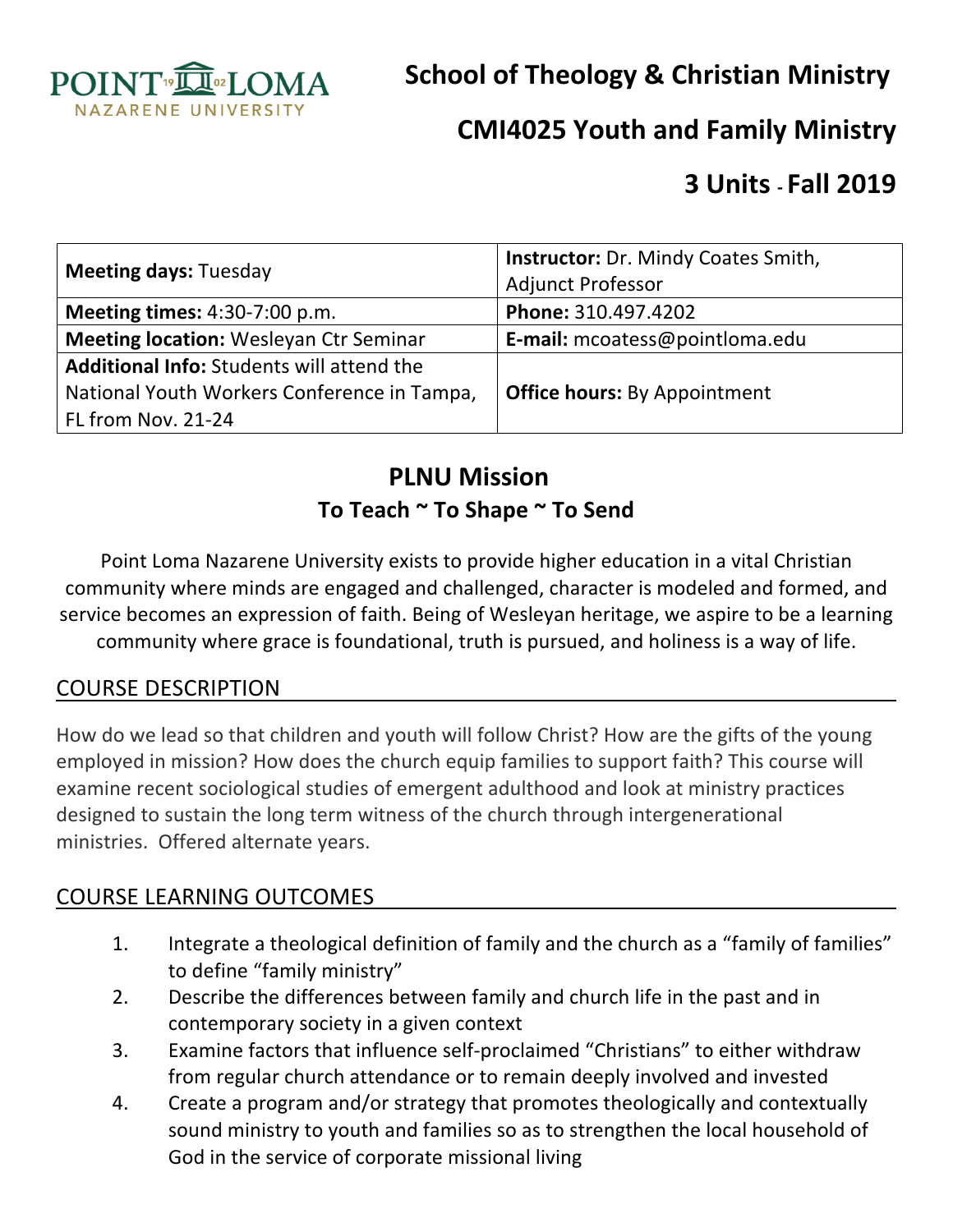# School of Theology & Christian Ministry

## CMI4025 Youth and Family Ministry

## 3 Units - Fall 2019

| **Meeting days:** Tuesday | **Instructor:** Dr. Mindy Coates Smith, Adjunct Professor |
|---|---|
| **Meeting times:** 4:30-7:00 p.m. | **Phone:** 310.497.4202 |
| **Meeting location:** Wesleyan Ctr Seminar | **E-mail:** mcoatess@pointloma.edu |
| **Additional Info:** Students will attend the National Youth Workers Conference in Tampa, FL from Nov. 21-24 | **Office hours:** By Appointment |

## PLNU Mission

### To Teach ~ To Shape ~ To Send

Point Loma Nazarene University exists to provide higher education in a vital Christian community where minds are engaged and challenged, character is modeled and formed, and service becomes an expression of faith. Being of Wesleyan heritage, we aspire to be a learning community where grace is foundational, truth is pursued, and holiness is a way of life.

## COURSE DESCRIPTION

How do we lead so that children and youth will follow Christ? How are the gifts of the young employed in mission? How does the church equip families to support faith? This course will examine recent sociological studies of emergent adulthood and look at ministry practices designed to sustain the long term witness of the church through intergenerational ministries. Offered alternate years.

## COURSE LEARNING OUTCOMES

1. Integrate a theological definition of family and the church as a "family of families" to define "family ministry"
2. Describe the differences between family and church life in the past and in contemporary society in a given context
3. Examine factors that influence self-proclaimed "Christians" to either withdraw from regular church attendance or to remain deeply involved and invested
4. Create a program and/or strategy that promotes theologically and contextually sound ministry to youth and families so as to strengthen the local household of God in the service of corporate missional living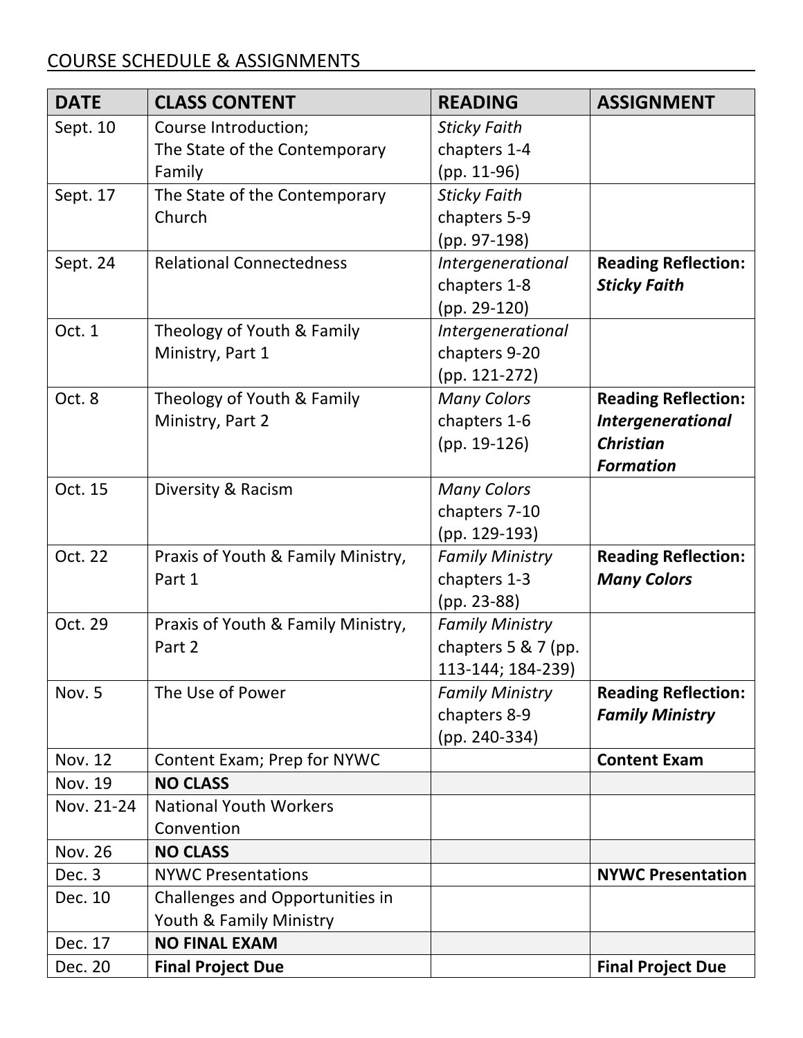## COURSE SCHEDULE & ASSIGNMENTS

| DATE | CLASS CONTENT | READING | ASSIGNMENT |
|---|---|---|---|
| Sept. 10 | Course Introduction; The State of the Contemporary Family | *Sticky Faith* chapters 1-4 (pp. 11-96) | |
| Sept. 17 | The State of the Contemporary Church | *Sticky Faith* chapters 5-9 (pp. 97-198) | |
| Sept. 24 | Relational Connectedness | *Intergenerational* chapters 1-8 (pp. 29-120) | **Reading Reflection: *Sticky Faith*** |
| Oct. 1 | Theology of Youth & Family Ministry, Part 1 | *Intergenerational* chapters 9-20 (pp. 121-272) | |
| Oct. 8 | Theology of Youth & Family Ministry, Part 2 | *Many Colors* chapters 1-6 (pp. 19-126) | **Reading Reflection: *Intergenerational Christian Formation*** |
| Oct. 15 | Diversity & Racism | *Many Colors* chapters 7-10 (pp. 129-193) | |
| Oct. 22 | Praxis of Youth & Family Ministry, Part 1 | *Family Ministry* chapters 1-3 (pp. 23-88) | **Reading Reflection: *Many Colors*** |
| Oct. 29 | Praxis of Youth & Family Ministry, Part 2 | *Family Ministry* chapters 5 & 7 (pp. 113-144; 184-239) | |
| Nov. 5 | The Use of Power | *Family Ministry* chapters 8-9 (pp. 240-334) | **Reading Reflection: *Family Ministry*** |
| Nov. 12 | Content Exam; Prep for NYWC | | **Content Exam** |
| Nov. 19 | **NO CLASS** | | |
| Nov. 21-24 | National Youth Workers Convention | | |
| Nov. 26 | **NO CLASS** | | |
| Dec. 3 | NYWC Presentations | | **NYWC Presentation** |
| Dec. 10 | Challenges and Opportunities in Youth & Family Ministry | | |
| Dec. 17 | **NO FINAL EXAM** | | |
| Dec. 20 | **Final Project Due** | | **Final Project Due** |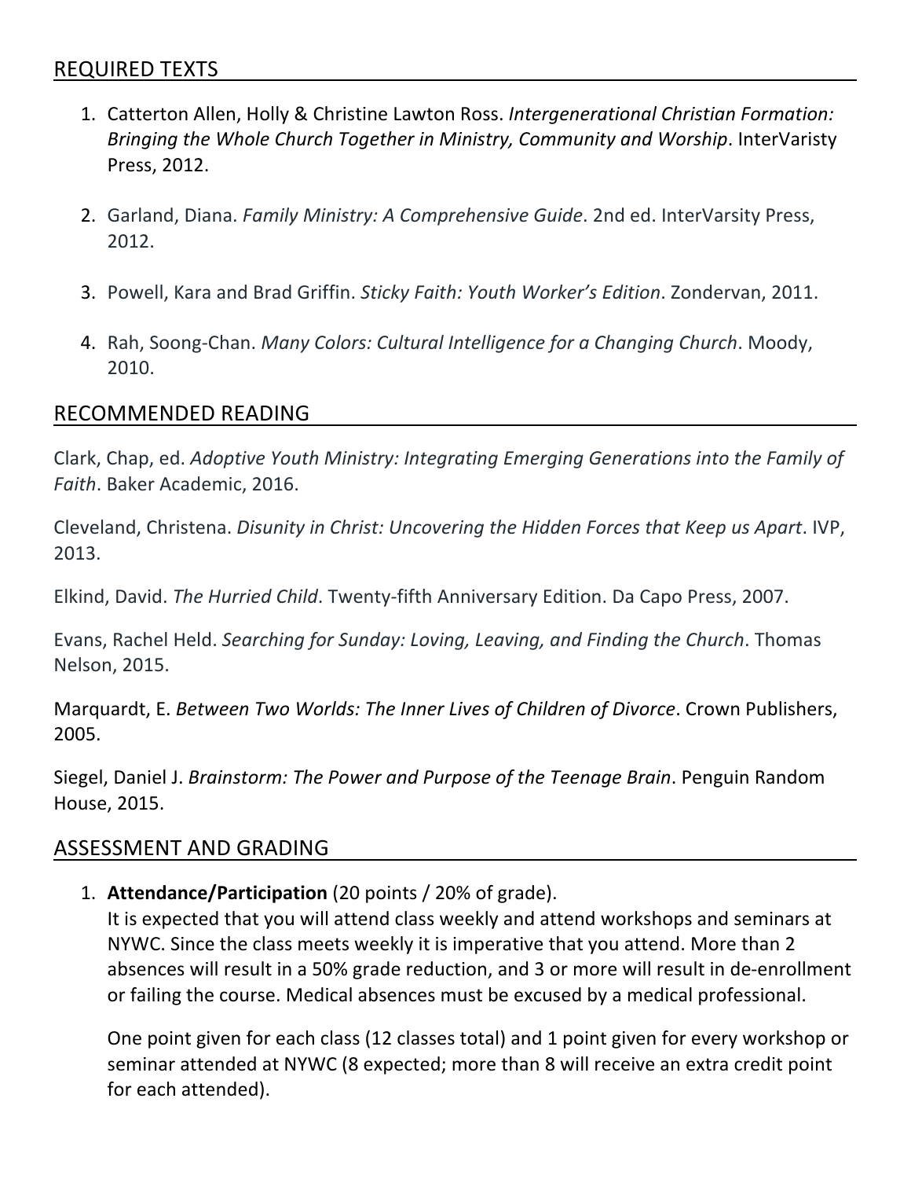## REQUIRED TEXTS

1. Catterton Allen, Holly & Christine Lawton Ross. *Intergenerational Christian Formation: Bringing the Whole Church Together in Ministry, Community and Worship*. InterVaristy Press, 2012.

2. Garland, Diana. *Family Ministry: A Comprehensive Guide*. 2nd ed. InterVarsity Press, 2012.

3. Powell, Kara and Brad Griffin. *Sticky Faith: Youth Worker's Edition*. Zondervan, 2011.

4. Rah, Soong-Chan. *Many Colors: Cultural Intelligence for a Changing Church*. Moody, 2010.

## RECOMMENDED READING

Clark, Chap, ed. *Adoptive Youth Ministry: Integrating Emerging Generations into the Family of Faith*. Baker Academic, 2016.

Cleveland, Christena. *Disunity in Christ: Uncovering the Hidden Forces that Keep us Apart*. IVP, 2013.

Elkind, David. *The Hurried Child*. Twenty-fifth Anniversary Edition. Da Capo Press, 2007.

Evans, Rachel Held. *Searching for Sunday: Loving, Leaving, and Finding the Church*. Thomas Nelson, 2015.

Marquardt, E. *Between Two Worlds: The Inner Lives of Children of Divorce*. Crown Publishers, 2005.

Siegel, Daniel J. *Brainstorm: The Power and Purpose of the Teenage Brain*. Penguin Random House, 2015.

## ASSESSMENT AND GRADING

1. **Attendance/Participation** (20 points / 20% of grade).
   It is expected that you will attend class weekly and attend workshops and seminars at NYWC. Since the class meets weekly it is imperative that you attend. More than 2 absences will result in a 50% grade reduction, and 3 or more will result in de-enrollment or failing the course. Medical absences must be excused by a medical professional.

   One point given for each class (12 classes total) and 1 point given for every workshop or seminar attended at NYWC (8 expected; more than 8 will receive an extra credit point for each attended).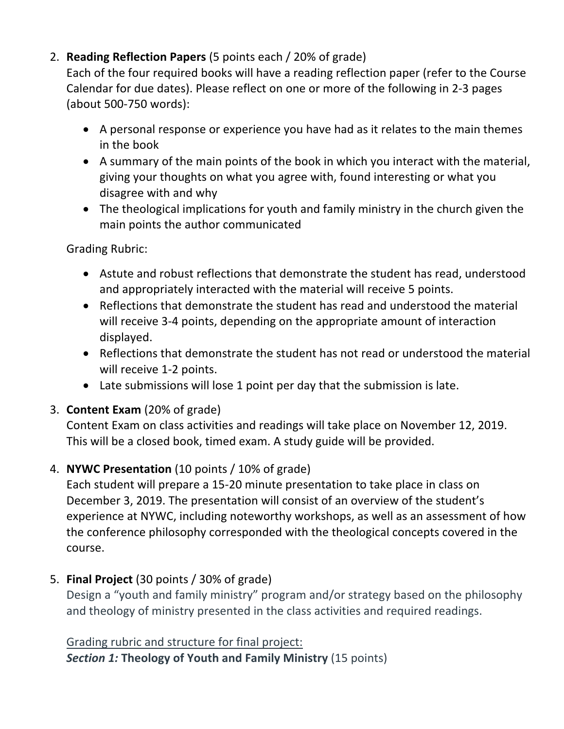2. **Reading Reflection Papers** (5 points each / 20% of grade)
   Each of the four required books will have a reading reflection paper (refer to the Course Calendar for due dates). Please reflect on one or more of the following in 2-3 pages (about 500-750 words):

   - A personal response or experience you have had as it relates to the main themes in the book
   - A summary of the main points of the book in which you interact with the material, giving your thoughts on what you agree with, found interesting or what you disagree with and why
   - The theological implications for youth and family ministry in the church given the main points the author communicated

   Grading Rubric:

   - Astute and robust reflections that demonstrate the student has read, understood and appropriately interacted with the material will receive 5 points.
   - Reflections that demonstrate the student has read and understood the material will receive 3-4 points, depending on the appropriate amount of interaction displayed.
   - Reflections that demonstrate the student has not read or understood the material will receive 1-2 points.
   - Late submissions will lose 1 point per day that the submission is late.

3. **Content Exam** (20% of grade)
   Content Exam on class activities and readings will take place on November 12, 2019. This will be a closed book, timed exam. A study guide will be provided.

4. **NYWC Presentation** (10 points / 10% of grade)
   Each student will prepare a 15-20 minute presentation to take place in class on December 3, 2019. The presentation will consist of an overview of the student's experience at NYWC, including noteworthy workshops, as well as an assessment of how the conference philosophy corresponded with the theological concepts covered in the course.

5. **Final Project** (30 points / 30% of grade)
   Design a "youth and family ministry" program and/or strategy based on the philosophy and theology of ministry presented in the class activities and required readings.

   Grading rubric and structure for final project:
   ***Section 1:* Theology of Youth and Family Ministry** (15 points)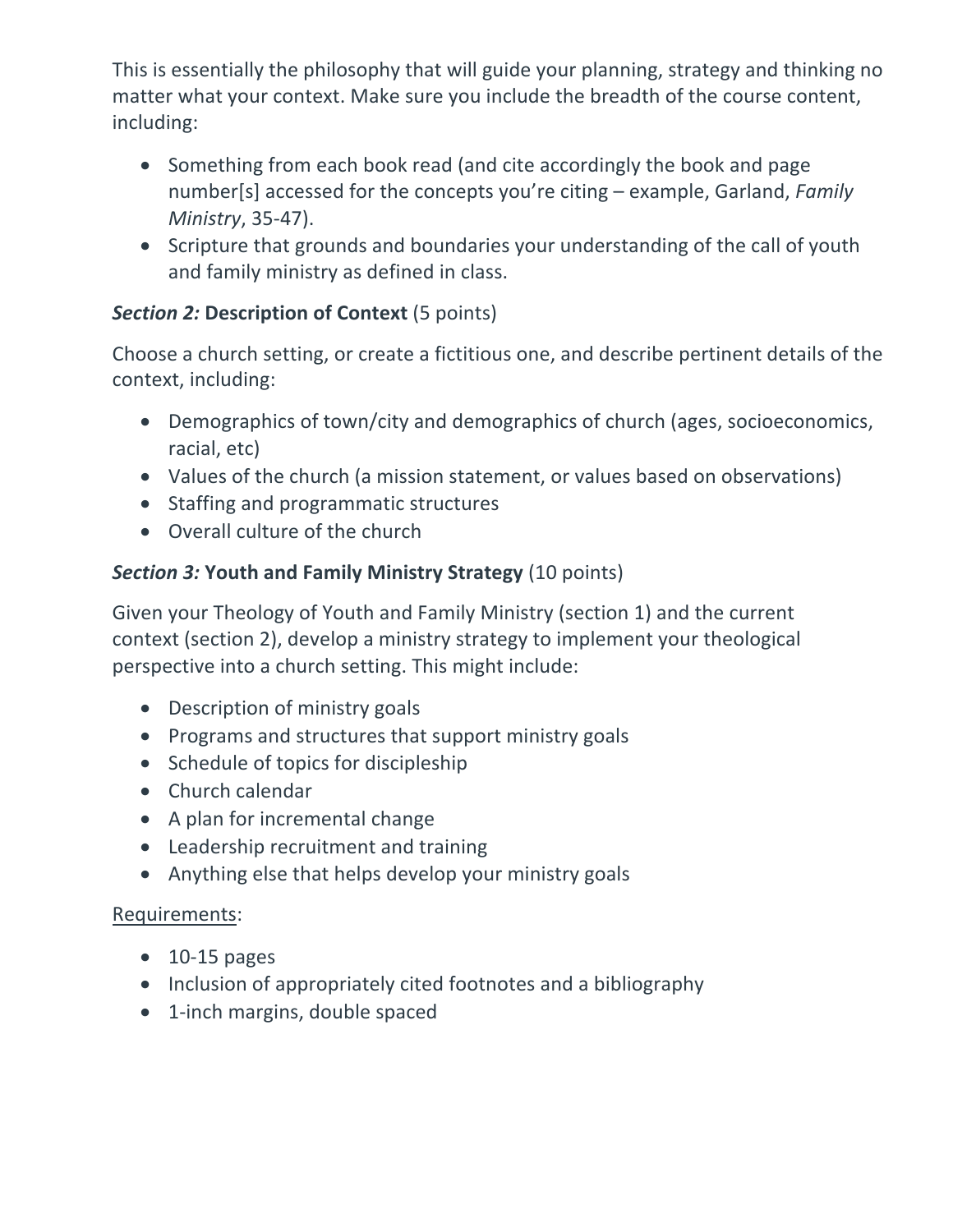This is essentially the philosophy that will guide your planning, strategy and thinking no matter what your context. Make sure you include the breadth of the course content, including:

- Something from each book read (and cite accordingly the book and page number[s] accessed for the concepts you're citing – example, Garland, *Family Ministry*, 35-47).
- Scripture that grounds and boundaries your understanding of the call of youth and family ministry as defined in class.

***Section 2:*** **Description of Context** (5 points)

Choose a church setting, or create a fictitious one, and describe pertinent details of the context, including:

- Demographics of town/city and demographics of church (ages, socioeconomics, racial, etc)
- Values of the church (a mission statement, or values based on observations)
- Staffing and programmatic structures
- Overall culture of the church

***Section 3:*** **Youth and Family Ministry Strategy** (10 points)

Given your Theology of Youth and Family Ministry (section 1) and the current context (section 2), develop a ministry strategy to implement your theological perspective into a church setting. This might include:

- Description of ministry goals
- Programs and structures that support ministry goals
- Schedule of topics for discipleship
- Church calendar
- A plan for incremental change
- Leadership recruitment and training
- Anything else that helps develop your ministry goals

<u>Requirements</u>:

- 10-15 pages
- Inclusion of appropriately cited footnotes and a bibliography
- 1-inch margins, double spaced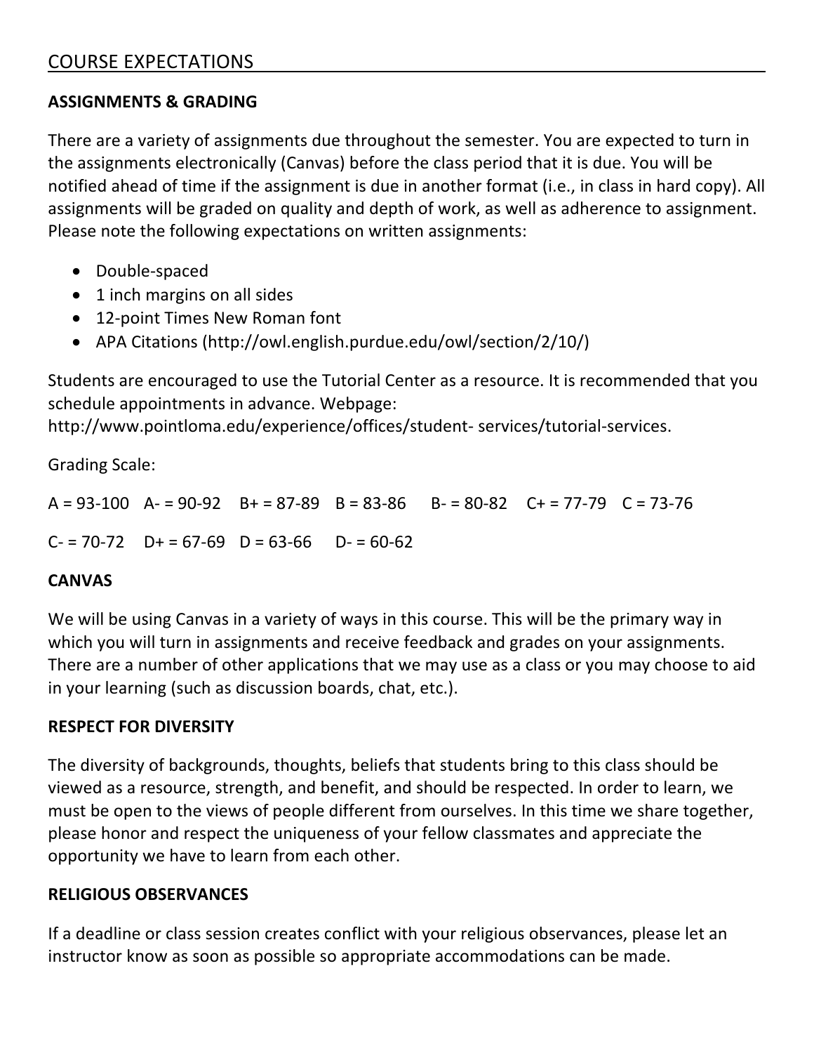## COURSE EXPECTATIONS

### ASSIGNMENTS & GRADING

There are a variety of assignments due throughout the semester. You are expected to turn in the assignments electronically (Canvas) before the class period that it is due. You will be notified ahead of time if the assignment is due in another format (i.e., in class in hard copy). All assignments will be graded on quality and depth of work, as well as adherence to assignment. Please note the following expectations on written assignments:

- Double-spaced
- 1 inch margins on all sides
- 12-point Times New Roman font
- APA Citations (http://owl.english.purdue.edu/owl/section/2/10/)

Students are encouraged to use the Tutorial Center as a resource. It is recommended that you schedule appointments in advance. Webpage: http://www.pointloma.edu/experience/offices/student- services/tutorial-services.

Grading Scale:

A = 93-100 A- = 90-92 B+ = 87-89 B = 83-86 B- = 80-82 C+ = 77-79 C = 73-76

C- = 70-72 D+ = 67-69 D = 63-66 D- = 60-62

### CANVAS

We will be using Canvas in a variety of ways in this course. This will be the primary way in which you will turn in assignments and receive feedback and grades on your assignments. There are a number of other applications that we may use as a class or you may choose to aid in your learning (such as discussion boards, chat, etc.).

### RESPECT FOR DIVERSITY

The diversity of backgrounds, thoughts, beliefs that students bring to this class should be viewed as a resource, strength, and benefit, and should be respected. In order to learn, we must be open to the views of people different from ourselves. In this time we share together, please honor and respect the uniqueness of your fellow classmates and appreciate the opportunity we have to learn from each other.

### RELIGIOUS OBSERVANCES

If a deadline or class session creates conflict with your religious observances, please let an instructor know as soon as possible so appropriate accommodations can be made.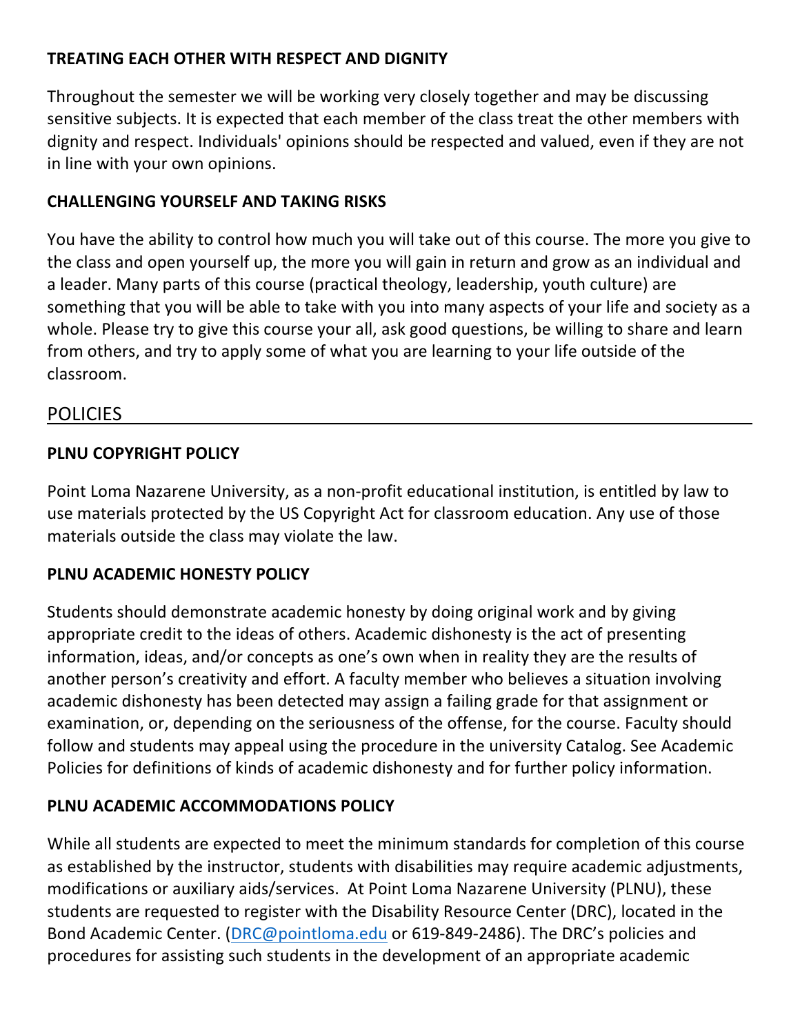**TREATING EACH OTHER WITH RESPECT AND DIGNITY**

Throughout the semester we will be working very closely together and may be discussing sensitive subjects. It is expected that each member of the class treat the other members with dignity and respect. Individuals' opinions should be respected and valued, even if they are not in line with your own opinions.

**CHALLENGING YOURSELF AND TAKING RISKS**

You have the ability to control how much you will take out of this course. The more you give to the class and open yourself up, the more you will gain in return and grow as an individual and a leader. Many parts of this course (practical theology, leadership, youth culture) are something that you will be able to take with you into many aspects of your life and society as a whole. Please try to give this course your all, ask good questions, be willing to share and learn from others, and try to apply some of what you are learning to your life outside of the classroom.

## POLICIES

**PLNU COPYRIGHT POLICY**

Point Loma Nazarene University, as a non-profit educational institution, is entitled by law to use materials protected by the US Copyright Act for classroom education. Any use of those materials outside the class may violate the law.

**PLNU ACADEMIC HONESTY POLICY**

Students should demonstrate academic honesty by doing original work and by giving appropriate credit to the ideas of others. Academic dishonesty is the act of presenting information, ideas, and/or concepts as one's own when in reality they are the results of another person's creativity and effort. A faculty member who believes a situation involving academic dishonesty has been detected may assign a failing grade for that assignment or examination, or, depending on the seriousness of the offense, for the course. Faculty should follow and students may appeal using the procedure in the university Catalog. See Academic Policies for definitions of kinds of academic dishonesty and for further policy information.

**PLNU ACADEMIC ACCOMMODATIONS POLICY**

While all students are expected to meet the minimum standards for completion of this course as established by the instructor, students with disabilities may require academic adjustments, modifications or auxiliary aids/services. At Point Loma Nazarene University (PLNU), these students are requested to register with the Disability Resource Center (DRC), located in the Bond Academic Center. (DRC@pointloma.edu or 619-849-2486). The DRC's policies and procedures for assisting such students in the development of an appropriate academic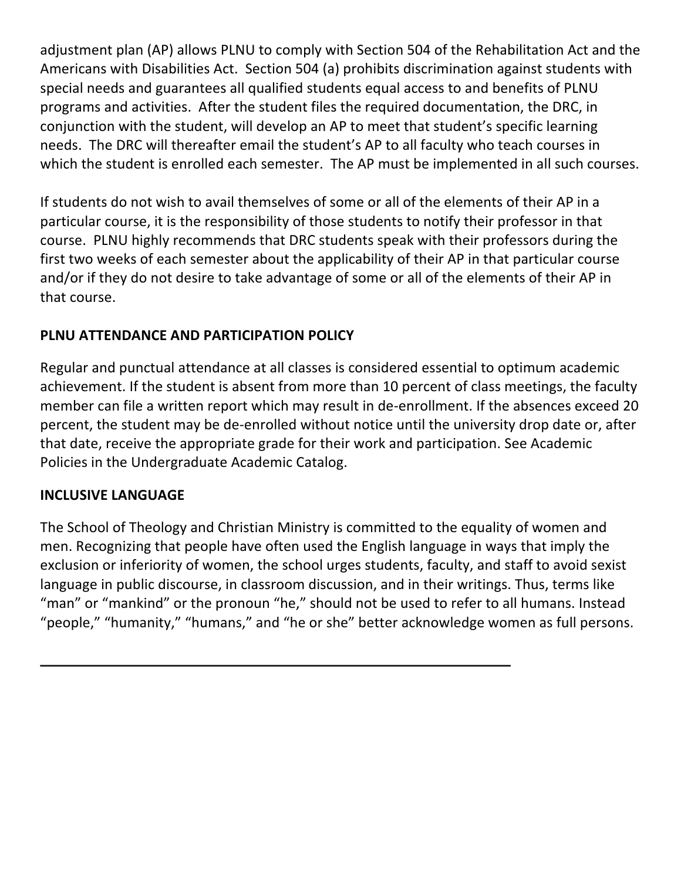adjustment plan (AP) allows PLNU to comply with Section 504 of the Rehabilitation Act and the Americans with Disabilities Act. Section 504 (a) prohibits discrimination against students with special needs and guarantees all qualified students equal access to and benefits of PLNU programs and activities. After the student files the required documentation, the DRC, in conjunction with the student, will develop an AP to meet that student's specific learning needs. The DRC will thereafter email the student's AP to all faculty who teach courses in which the student is enrolled each semester. The AP must be implemented in all such courses.

If students do not wish to avail themselves of some or all of the elements of their AP in a particular course, it is the responsibility of those students to notify their professor in that course. PLNU highly recommends that DRC students speak with their professors during the first two weeks of each semester about the applicability of their AP in that particular course and/or if they do not desire to take advantage of some or all of the elements of their AP in that course.

**PLNU ATTENDANCE AND PARTICIPATION POLICY**

Regular and punctual attendance at all classes is considered essential to optimum academic achievement. If the student is absent from more than 10 percent of class meetings, the faculty member can file a written report which may result in de-enrollment. If the absences exceed 20 percent, the student may be de-enrolled without notice until the university drop date or, after that date, receive the appropriate grade for their work and participation. See Academic Policies in the Undergraduate Academic Catalog.

**INCLUSIVE LANGUAGE**

The School of Theology and Christian Ministry is committed to the equality of women and men. Recognizing that people have often used the English language in ways that imply the exclusion or inferiority of women, the school urges students, faculty, and staff to avoid sexist language in public discourse, in classroom discussion, and in their writings. Thus, terms like "man" or "mankind" or the pronoun "he," should not be used to refer to all humans. Instead "people," "humanity," "humans," and "he or she" better acknowledge women as full persons.

---